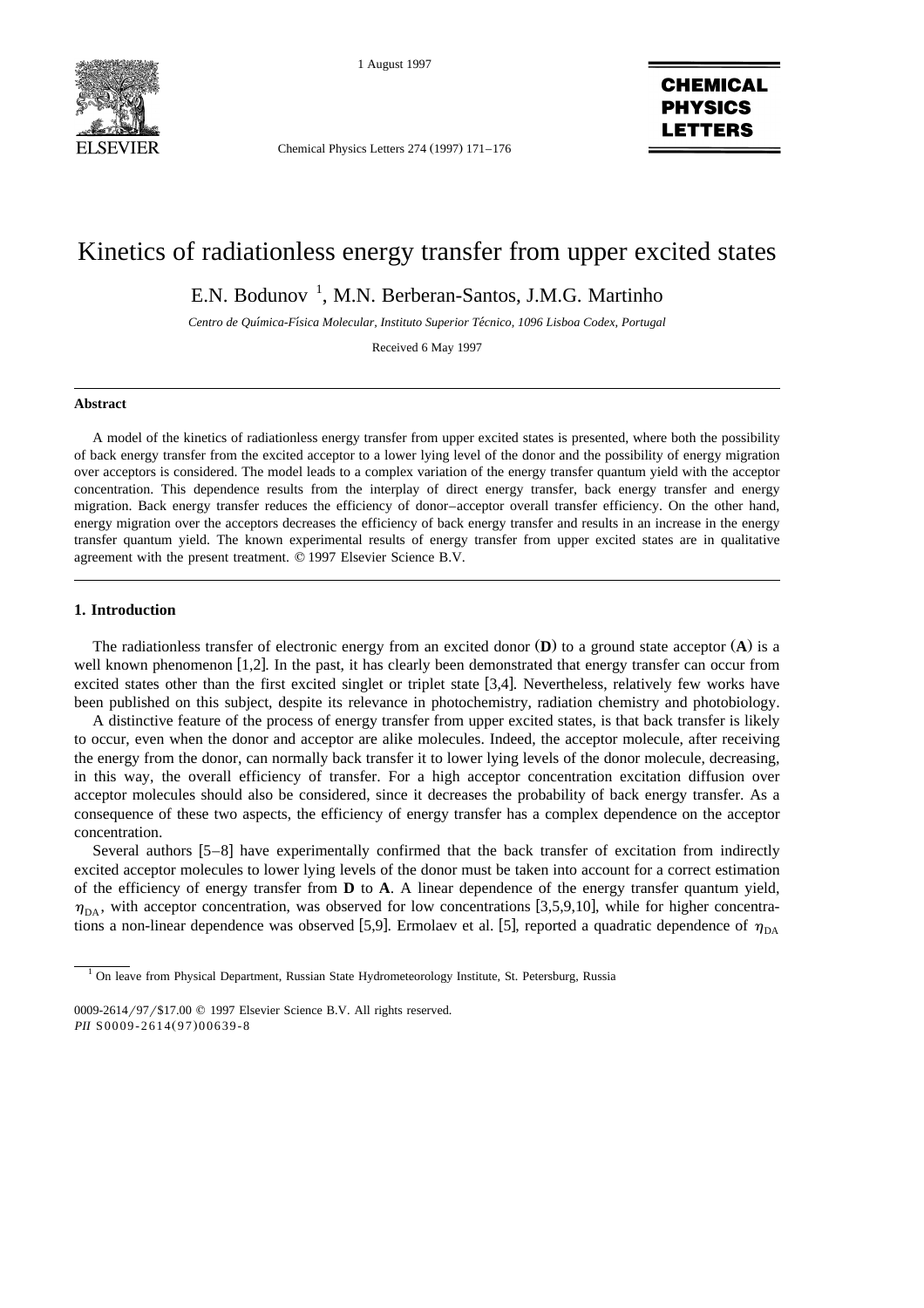# Kinetics of radiationless energy transfer from upper excited states

E.N. Bodunov [1], M.N. Berberan-Santos, J.M.G. Martinho

*Centro de Química-Física Molecular, Instituto Superior Técnico, 1096 Lisboa Codex, Portugal*

Received 6 May 1997

### Abstract

A model of the kinetics of radiationless energy transfer from upper excited states is presented, where both the possibility of back energy transfer from the excited acceptor to a lower lying level of the donor and the possibility of energy migration over acceptors is considered. The model leads to a complex variation of the energy transfer quantum yield with the acceptor concentration. This dependence results from the interplay of direct energy transfer, back energy transfer and energy migration. Back energy transfer reduces the efficiency of donor–acceptor overall transfer efficiency. On the other hand, energy migration over the acceptors decreases the efficiency of back energy transfer and results in an increase in the energy transfer quantum yield. The known experimental results of energy transfer from upper excited states are in qualitative agreement with the present treatment. © 1997 Elsevier Science B.V.

## 1. Introduction

The radiationless transfer of electronic energy from an excited donor (**D**) to a ground state acceptor (**A**) is a well known phenomenon [1,2]. In the past, it has clearly been demonstrated that energy transfer can occur from excited states other than the first excited singlet or triplet state [3,4]. Nevertheless, relatively few works have been published on this subject, despite its relevance in photochemistry, radiation chemistry and photobiology.

A distinctive feature of the process of energy transfer from upper excited states, is that back transfer is likely to occur, even when the donor and acceptor are alike molecules. Indeed, the acceptor molecule, after receiving the energy from the donor, can normally back transfer it to lower lying levels of the donor molecule, decreasing, in this way, the overall efficiency of transfer. For a high acceptor concentration excitation diffusion over acceptor molecules should also be considered, since it decreases the probability of back energy transfer. As a consequence of these two aspects, the efficiency of energy transfer has a complex dependence on the acceptor concentration.

Several authors [5–8] have experimentally confirmed that the back transfer of excitation from indirectly excited acceptor molecules to lower lying levels of the donor must be taken into account for a correct estimation of the efficiency of energy transfer from **D** to **A**. A linear dependence of the energy transfer quantum yield, $\eta_{DA}$, with acceptor concentration, was observed for low concentrations [3,5,9,10], while for higher concentrations a non-linear dependence was observed [5,9]. Ermolaev et al. [5], reported a quadratic dependence of $\eta_{DA}$

[1] On leave from Physical Department, Russian State Hydrometeorology Institute, St. Petersburg, Russia

0009-2614/97/$17.00 © 1997 Elsevier Science B.V. All rights reserved.
*PII* S0009-2614(97)00639-8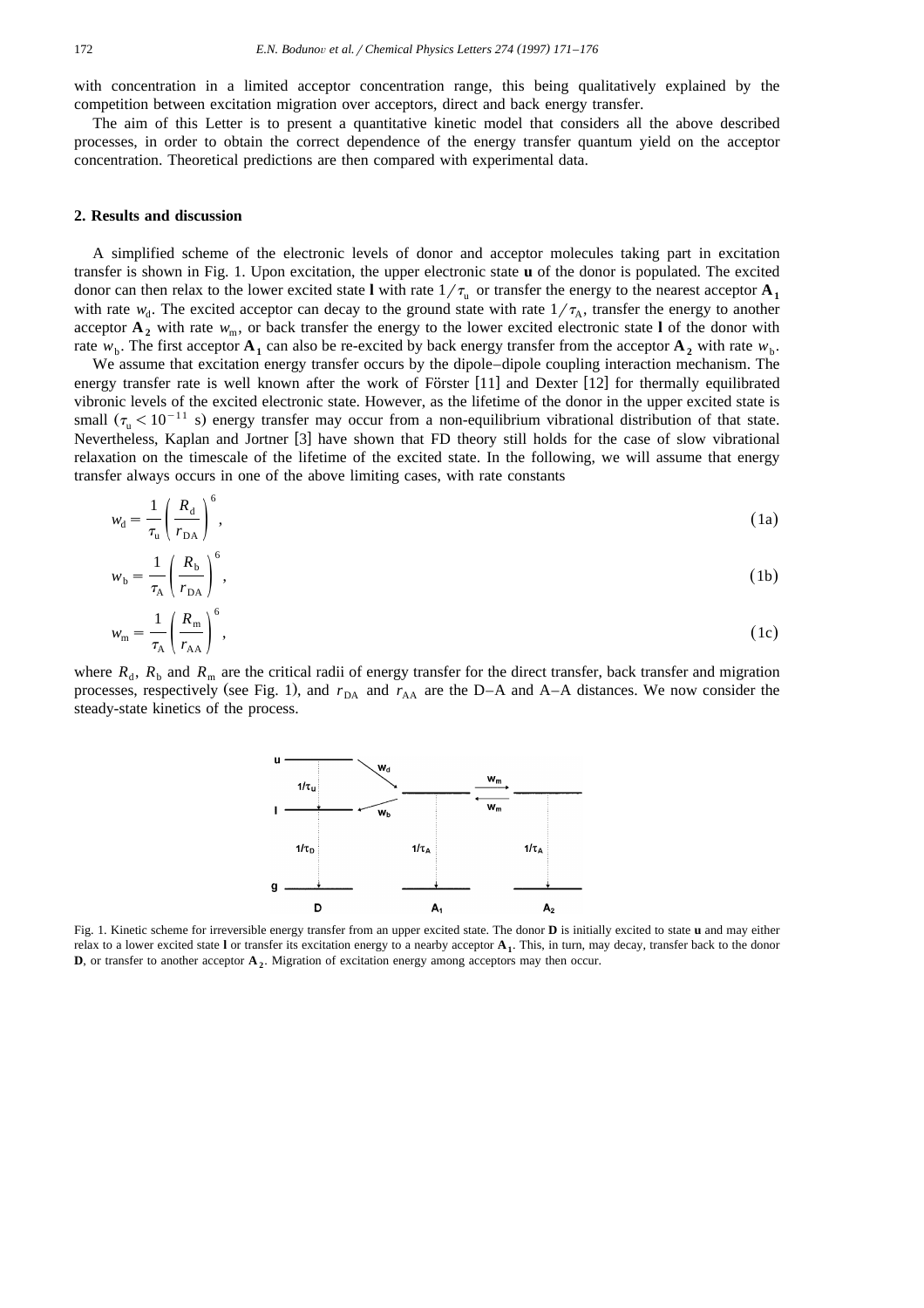with concentration in a limited acceptor concentration range, this being qualitatively explained by the competition between excitation migration over acceptors, direct and back energy transfer.

The aim of this Letter is to present a quantitative kinetic model that considers all the above described processes, in order to obtain the correct dependence of the energy transfer quantum yield on the acceptor concentration. Theoretical predictions are then compared with experimental data.

## 2. Results and discussion

A simplified scheme of the electronic levels of donor and acceptor molecules taking part in excitation transfer is shown in Fig. 1. Upon excitation, the upper electronic state **u** of the donor is populated. The excited donor can then relax to the lower excited state **l** with rate $1/\tau_u$ or transfer the energy to the nearest acceptor $\mathbf{A_1}$ with rate $w_d$. The excited acceptor can decay to the ground state with rate $1/\tau_A$, transfer the energy to another acceptor $\mathbf{A_2}$ with rate $w_m$, or back transfer the energy to the lower excited electronic state **l** of the donor with rate $w_b$. The first acceptor $\mathbf{A_1}$ can also be re-excited by back energy transfer from the acceptor $\mathbf{A_2}$ with rate $w_b$.

We assume that excitation energy transfer occurs by the dipole–dipole coupling interaction mechanism. The energy transfer rate is well known after the work of Förster [11] and Dexter [12] for thermally equilibrated vibronic levels of the excited electronic state. However, as the lifetime of the donor in the upper excited state is small ($\tau_u < 10^{-11}$ s) energy transfer may occur from a non-equilibrium vibrational distribution of that state. Nevertheless, Kaplan and Jortner [3] have shown that FD theory still holds for the case of slow vibrational relaxation on the timescale of the lifetime of the excited state. In the following, we will assume that energy transfer always occurs in one of the above limiting cases, with rate constants

$$w_d = \frac{1}{\tau_u}\left(\frac{R_d}{r_{DA}}\right)^6, \tag{1a}$$

$$w_b = \frac{1}{\tau_A}\left(\frac{R_b}{r_{DA}}\right)^6, \tag{1b}$$

$$w_m = \frac{1}{\tau_A}\left(\frac{R_m}{r_{AA}}\right)^6, \tag{1c}$$

where $R_d$, $R_b$ and $R_m$ are the critical radii of energy transfer for the direct transfer, back transfer and migration processes, respectively (see Fig. 1), and $r_{DA}$ and $r_{AA}$ are the D–A and A–A distances. We now consider the steady-state kinetics of the process.

Fig. 1. Kinetic scheme for irreversible energy transfer from an upper excited state. The donor **D** is initially excited to state **u** and may either relax to a lower excited state **l** or transfer its excitation energy to a nearby acceptor $\mathbf{A_1}$. This, in turn, may decay, transfer back to the donor **D**, or transfer to another acceptor $\mathbf{A_2}$. Migration of excitation energy among acceptors may then occur.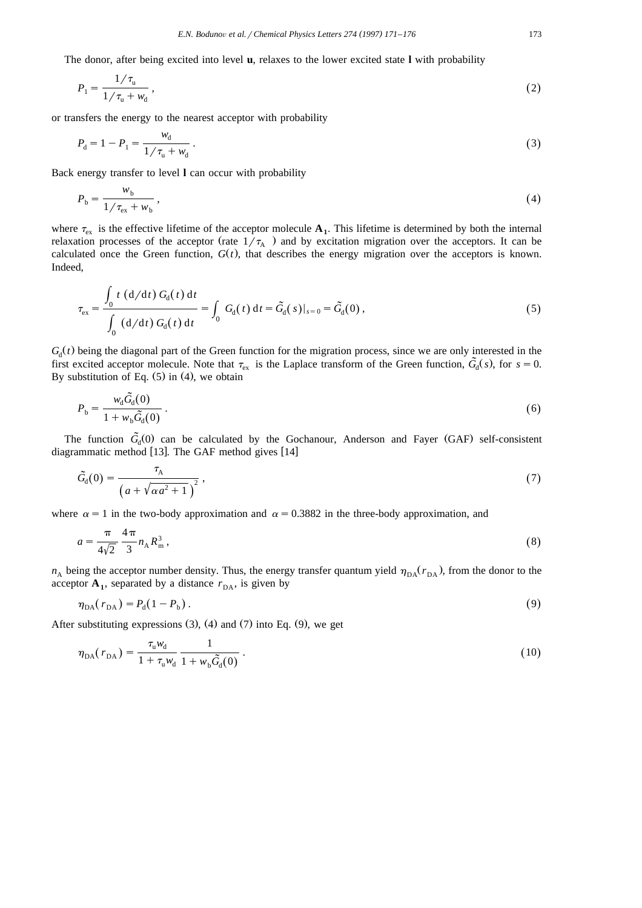The donor, after being excited into level **u**, relaxes to the lower excited state **l** with probability

$$P_1 = \frac{1/\tau_u}{1/\tau_u + w_d}\,, \tag{2}$$

or transfers the energy to the nearest acceptor with probability

$$P_d = 1 - P_1 = \frac{w_d}{1/\tau_u + w_d}\,. \tag{3}$$

Back energy transfer to level **l** can occur with probability

$$P_b = \frac{w_b}{1/\tau_{ex} + w_b}\,, \tag{4}$$

where $\tau_{ex}$ is the effective lifetime of the acceptor molecule $\mathbf{A_1}$. This lifetime is determined by both the internal relaxation processes of the acceptor (rate $1/\tau_A$) and by excitation migration over the acceptors. It can be calculated once the Green function, $G(t)$, that describes the energy migration over the acceptors is known. Indeed,

$$\tau_{ex} = \frac{\int_0 t\,(\mathrm{d}/\mathrm{d}t)\,G_d(t)\,\mathrm{d}t}{\int_0 (\mathrm{d}/\mathrm{d}t)\,G_d(t)\,\mathrm{d}t} = \int_0 G_d(t)\,\mathrm{d}t = \tilde{G}_d(s)|_{s=0} = \tilde{G}_d(0)\,, \tag{5}$$

$G_d(t)$ being the diagonal part of the Green function for the migration process, since we are only interested in the first excited acceptor molecule. Note that $\tau_{ex}$ is the Laplace transform of the Green function, $\tilde{G}_d(s)$, for $s = 0$. By substitution of Eq. (5) in (4), we obtain

$$P_b = \frac{w_d \tilde{G}_d(0)}{1 + w_b \tilde{G}_d(0)}\,. \tag{6}$$

The function $\tilde{G}_d(0)$ can be calculated by the Gochanour, Anderson and Fayer (GAF) self-consistent diagrammatic method [13]. The GAF method gives [14]

$$\tilde{G}_d(0) = \frac{\tau_A}{\left(a + \sqrt{\alpha a^2 + 1}\right)^2}\,, \tag{7}$$

where $\alpha = 1$ in the two-body approximation and $\alpha = 0.3882$ in the three-body approximation, and

$$a = \frac{\pi}{4\sqrt{2}}\,\frac{4\pi}{3}\,n_A R_m^3\,, \tag{8}$$

$n_A$ being the acceptor number density. Thus, the energy transfer quantum yield $\eta_{DA}(r_{DA})$, from the donor to the acceptor $\mathbf{A_1}$, separated by a distance $r_{DA}$, is given by

$$\eta_{DA}(r_{DA}) = P_d(1 - P_b)\,. \tag{9}$$

After substituting expressions (3), (4) and (7) into Eq. (9), we get

$$\eta_{DA}(r_{DA}) = \frac{\tau_u w_d}{1 + \tau_u w_d}\,\frac{1}{1 + w_b \tilde{G}_d(0)}\,. \tag{10}$$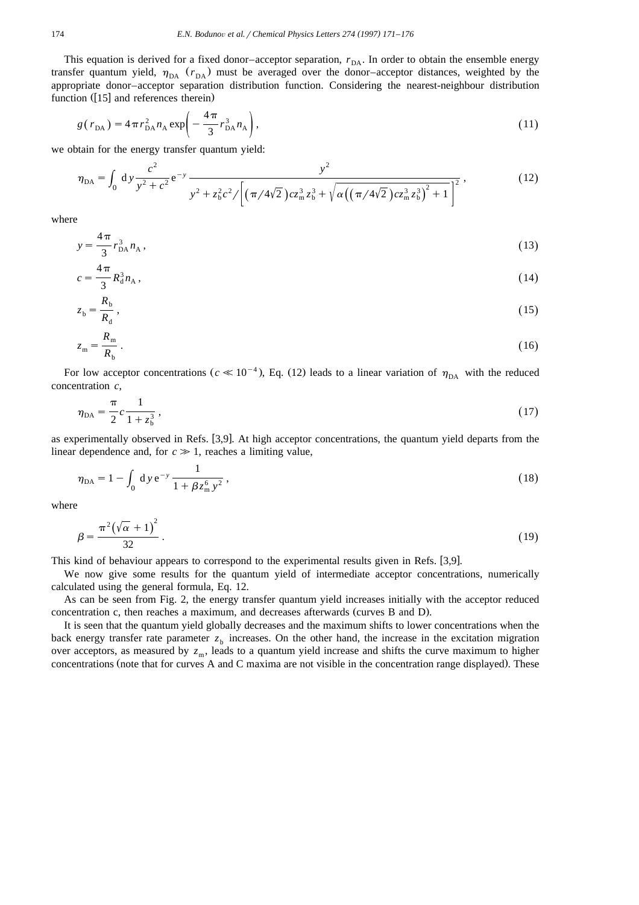This equation is derived for a fixed donor–acceptor separation, $r_{DA}$. In order to obtain the ensemble energy transfer quantum yield, $\eta_{DA}$ ($r_{DA}$) must be averaged over the donor–acceptor distances, weighted by the appropriate donor–acceptor separation distribution function. Considering the nearest-neighbour distribution function ([15] and references therein)

$$g(r_{DA}) = 4\pi r_{DA}^2 n_A \exp\left(-\frac{4\pi}{3} r_{DA}^3 n_A\right), \tag{11}$$

we obtain for the energy transfer quantum yield:

$$\eta_{DA} = \int_0 \mathrm{d}y \frac{c^2}{y^2 + c^2} \mathrm{e}^{-y} \frac{y^2}{y^2 + z_b^2 c^2 / \left[ \left(\pi/4\sqrt{2}\right) c z_m^3 z_b^3 + \sqrt{\alpha\left(\left(\pi/4\sqrt{2}\right) c z_m^3 z_b^3\right)^2 + 1} \right]^2}, \tag{12}$$

where

$$y = \frac{4\pi}{3} r_{DA}^3 n_A, \tag{13}$$

$$c = \frac{4\pi}{3} R_d^3 n_A, \tag{14}$$

$$z_b = \frac{R_b}{R_d}, \tag{15}$$

$$z_m = \frac{R_m}{R_b}. \tag{16}$$

For low acceptor concentrations ($c \ll 10^{-4}$), Eq. (12) leads to a linear variation of $\eta_{DA}$ with the reduced concentration $c$,

$$\eta_{DA} = \frac{\pi}{2} c \frac{1}{1 + z_b^3}, \tag{17}$$

as experimentally observed in Refs. [3,9]. At high acceptor concentrations, the quantum yield departs from the linear dependence and, for $c \gg 1$, reaches a limiting value,

$$\eta_{DA} = 1 - \int_0 \mathrm{d}y \, \mathrm{e}^{-y} \frac{1}{1 + \beta z_m^6 y^2}, \tag{18}$$

where

$$\beta = \frac{\pi^2 \left(\sqrt{\alpha} + 1\right)^2}{32}. \tag{19}$$

This kind of behaviour appears to correspond to the experimental results given in Refs. [3,9].

We now give some results for the quantum yield of intermediate acceptor concentrations, numerically calculated using the general formula, Eq. 12.

As can be seen from Fig. 2, the energy transfer quantum yield increases initially with the acceptor reduced concentration c, then reaches a maximum, and decreases afterwards (curves B and D).

It is seen that the quantum yield globally decreases and the maximum shifts to lower concentrations when the back energy transfer rate parameter $z_b$ increases. On the other hand, the increase in the excitation migration over acceptors, as measured by $z_m$, leads to a quantum yield increase and shifts the curve maximum to higher concentrations (note that for curves A and C maxima are not visible in the concentration range displayed). These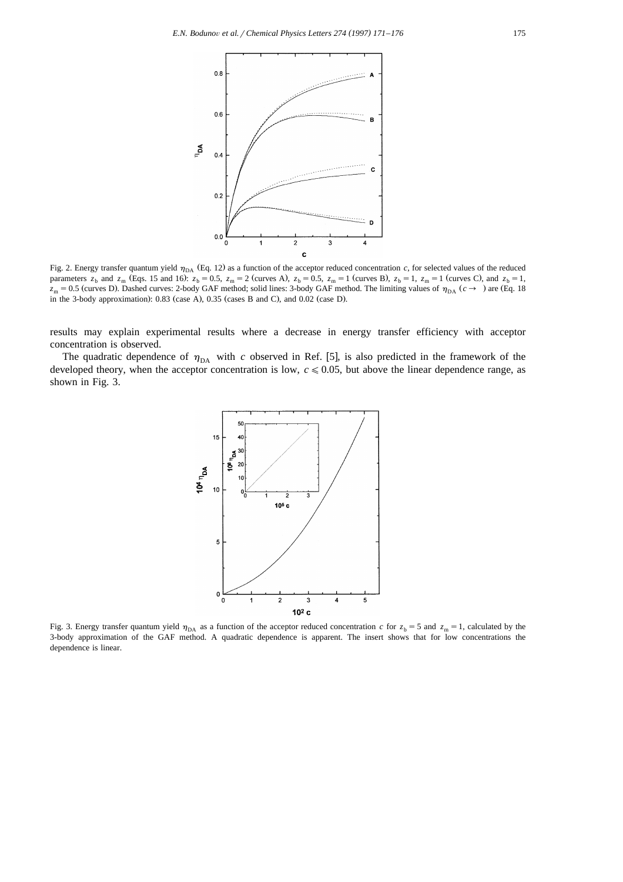Fig. 2. Energy transfer quantum yield $\eta_{DA}$ (Eq. 12) as a function of the acceptor reduced concentration $c$, for selected values of the reduced parameters $z_b$ and $z_m$ (Eqs. 15 and 16): $z_b = 0.5$, $z_m = 2$ (curves A), $z_b = 0.5$, $z_m = 1$ (curves B), $z_b = 1$, $z_m = 1$ (curves C), and $z_b = 1$, $z_m = 0.5$ (curves D). Dashed curves: 2-body GAF method; solid lines: 3-body GAF method. The limiting values of $\eta_{DA}$ ($c \to$ ) are (Eq. 18 in the 3-body approximation): 0.83 (case A), 0.35 (cases B and C), and 0.02 (case D).

results may explain experimental results where a decrease in energy transfer efficiency with acceptor concentration is observed.

The quadratic dependence of $\eta_{DA}$ with $c$ observed in Ref. [5], is also predicted in the framework of the developed theory, when the acceptor concentration is low, $c \leqslant 0.05$, but above the linear dependence range, as shown in Fig. 3.

Fig. 3. Energy transfer quantum yield $\eta_{DA}$ as a function of the acceptor reduced concentration $c$ for $z_b = 5$ and $z_m = 1$, calculated by the 3-body approximation of the GAF method. A quadratic dependence is apparent. The insert shows that for low concentrations the dependence is linear.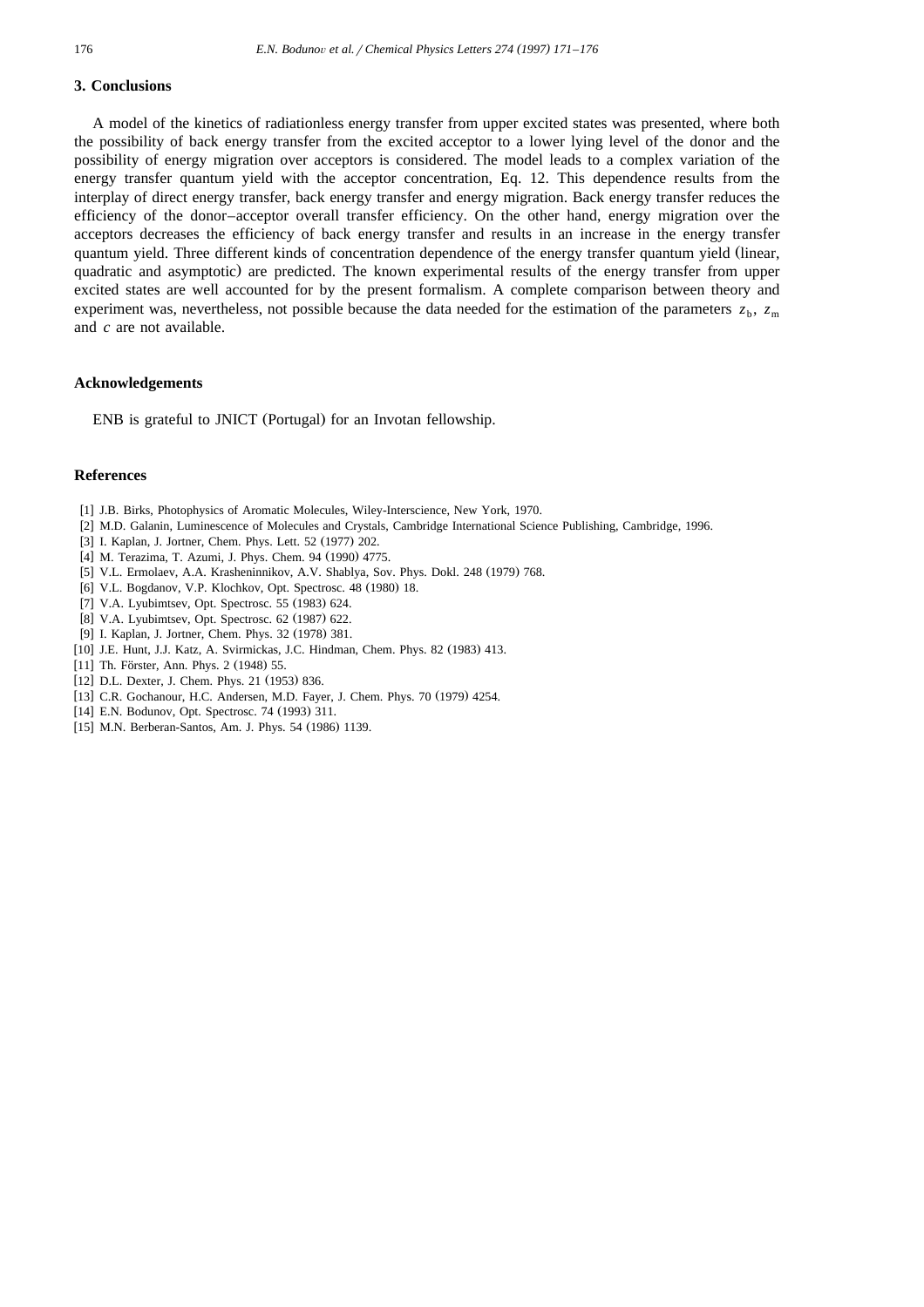## 3. Conclusions

A model of the kinetics of radiationless energy transfer from upper excited states was presented, where both the possibility of back energy transfer from the excited acceptor to a lower lying level of the donor and the possibility of energy migration over acceptors is considered. The model leads to a complex variation of the energy transfer quantum yield with the acceptor concentration, Eq. 12. This dependence results from the interplay of direct energy transfer, back energy transfer and energy migration. Back energy transfer reduces the efficiency of the donor–acceptor overall transfer efficiency. On the other hand, energy migration over the acceptors decreases the efficiency of back energy transfer and results in an increase in the energy transfer quantum yield. Three different kinds of concentration dependence of the energy transfer quantum yield (linear, quadratic and asymptotic) are predicted. The known experimental results of the energy transfer from upper excited states are well accounted for by the present formalism. A complete comparison between theory and experiment was, nevertheless, not possible because the data needed for the estimation of the parameters $z_b$, $z_m$ and $c$ are not available.

## Acknowledgements

ENB is grateful to JNICT (Portugal) for an Invotan fellowship.

## References

[1] J.B. Birks, Photophysics of Aromatic Molecules, Wiley-Interscience, New York, 1970.
[2] M.D. Galanin, Luminescence of Molecules and Crystals, Cambridge International Science Publishing, Cambridge, 1996.
[3] I. Kaplan, J. Jortner, Chem. Phys. Lett. 52 (1977) 202.
[4] M. Terazima, T. Azumi, J. Phys. Chem. 94 (1990) 4775.
[5] V.L. Ermolaev, A.A. Krasheninnikov, A.V. Shablya, Sov. Phys. Dokl. 248 (1979) 768.
[6] V.L. Bogdanov, V.P. Klochkov, Opt. Spectrosc. 48 (1980) 18.
[7] V.A. Lyubimtsev, Opt. Spectrosc. 55 (1983) 624.
[8] V.A. Lyubimtsev, Opt. Spectrosc. 62 (1987) 622.
[9] I. Kaplan, J. Jortner, Chem. Phys. 32 (1978) 381.
[10] J.E. Hunt, J.J. Katz, A. Svirmickas, J.C. Hindman, Chem. Phys. 82 (1983) 413.
[11] Th. Förster, Ann. Phys. 2 (1948) 55.
[12] D.L. Dexter, J. Chem. Phys. 21 (1953) 836.
[13] C.R. Gochanour, H.C. Andersen, M.D. Fayer, J. Chem. Phys. 70 (1979) 4254.
[14] E.N. Bodunov, Opt. Spectrosc. 74 (1993) 311.
[15] M.N. Berberan-Santos, Am. J. Phys. 54 (1986) 1139.